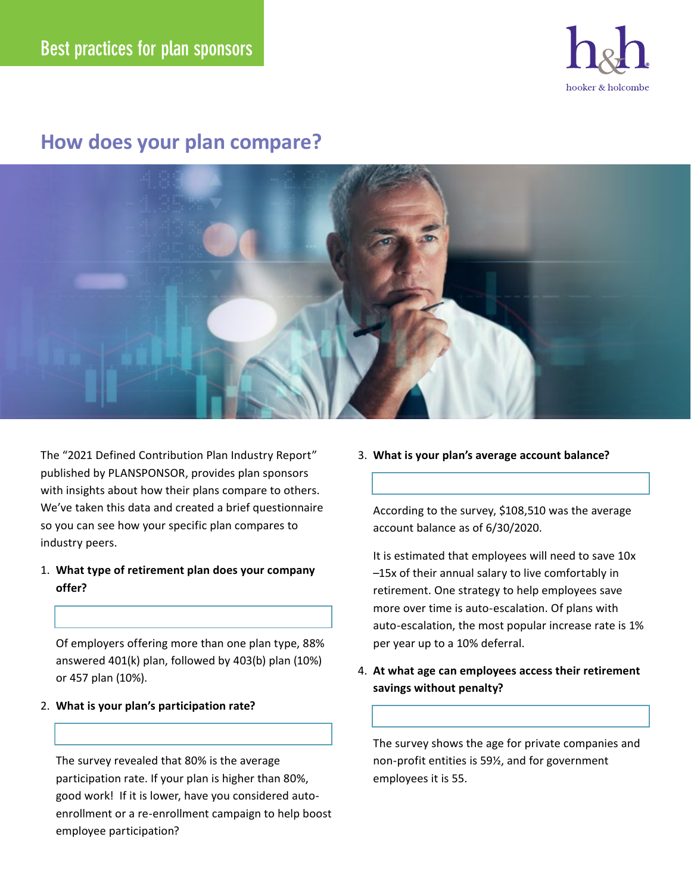Best practices for plan sponsors

hooker & holcombe

## How does your plan compare?

The "2021 Defined Contribution Plan Industry Report" published by PLANSPONSOR, provides plan sponsors with insights about how their plans compare to others. We've taken this data and created a brief questionnaire so you can see how your specific plan compares to industry peers.

1. **What type of retirement plan does your company offer?**

   Of employers offering more than one plan type, 88% answered 401(k) plan, followed by 403(b) plan (10%) or 457 plan (10%).

2. **What is your plan's participation rate?**

   The survey revealed that 80% is the average participation rate. If your plan is higher than 80%, good work! If it is lower, have you considered auto-enrollment or a re-enrollment campaign to help boost employee participation?

3. **What is your plan's average account balance?**

   According to the survey, $108,510 was the average account balance as of 6/30/2020.

   It is estimated that employees will need to save 10x –15x of their annual salary to live comfortably in retirement. One strategy to help employees save more over time is auto-escalation. Of plans with auto-escalation, the most popular increase rate is 1% per year up to a 10% deferral.

4. **At what age can employees access their retirement savings without penalty?**

   The survey shows the age for private companies and non-profit entities is 59½, and for government employees it is 55.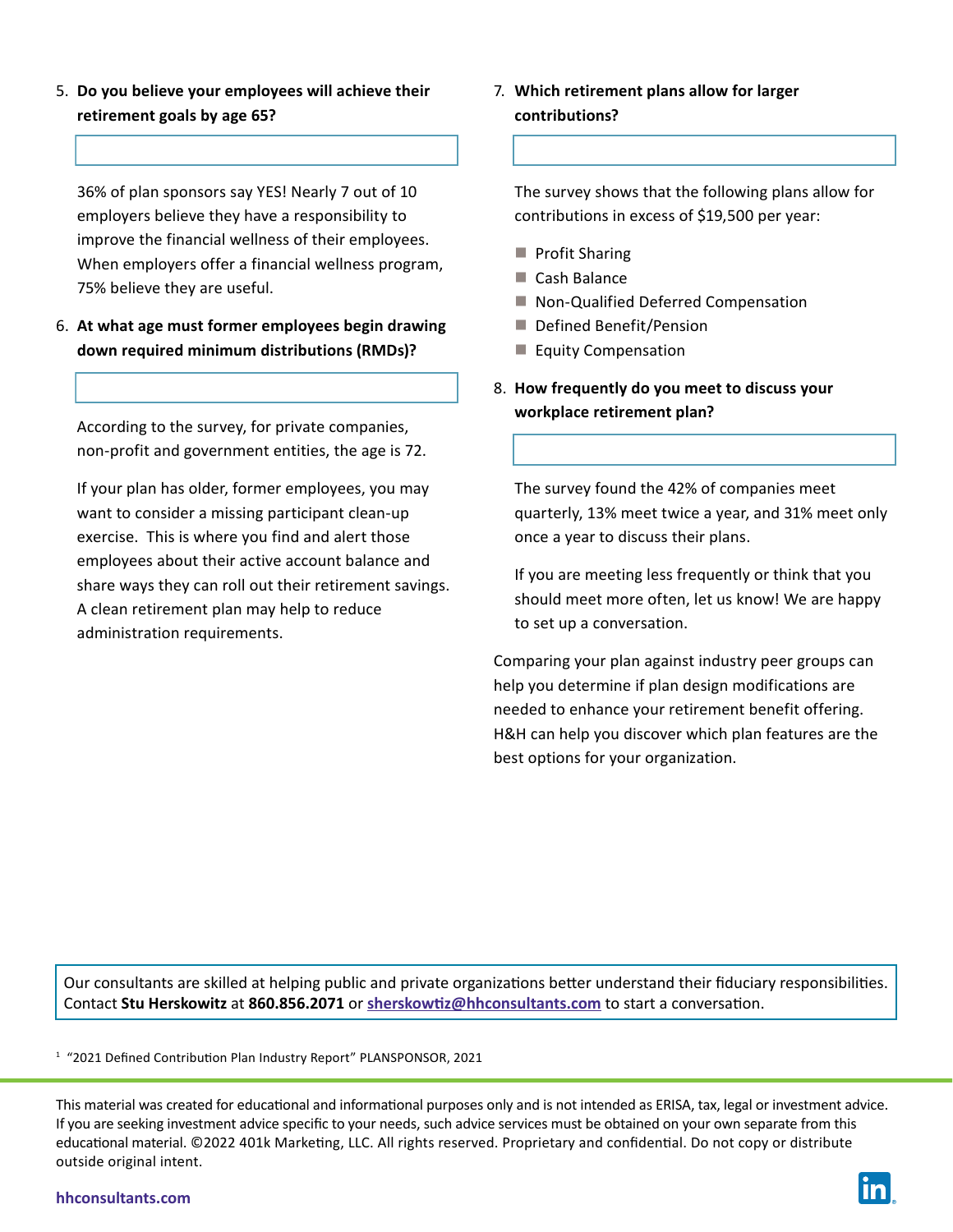5. **Do you believe your employees will achieve their retirement goals by age 65?**

36% of plan sponsors say YES! Nearly 7 out of 10 employers believe they have a responsibility to improve the financial wellness of their employees. When employers offer a financial wellness program, 75% believe they are useful.

6. **At what age must former employees begin drawing down required minimum distributions (RMDs)?**

According to the survey, for private companies, non-profit and government entities, the age is 72.

If your plan has older, former employees, you may want to consider a missing participant clean-up exercise. This is where you find and alert those employees about their active account balance and share ways they can roll out their retirement savings. A clean retirement plan may help to reduce administration requirements.

7. **Which retirement plans allow for larger contributions?**

The survey shows that the following plans allow for contributions in excess of $19,500 per year:

- Profit Sharing
- Cash Balance
- Non-Qualified Deferred Compensation
- Defined Benefit/Pension
- Equity Compensation

8. **How frequently do you meet to discuss your workplace retirement plan?**

The survey found the 42% of companies meet quarterly, 13% meet twice a year, and 31% meet only once a year to discuss their plans.

If you are meeting less frequently or think that you should meet more often, let us know! We are happy to set up a conversation.

Comparing your plan against industry peer groups can help you determine if plan design modifications are needed to enhance your retirement benefit offering. H&H can help you discover which plan features are the best options for your organization.

Our consultants are skilled at helping public and private organizations better understand their fiduciary responsibilities. Contact **Stu Herskowitz** at **860.856.2071** or **sherskowtiz@hhconsultants.com** to start a conversation.

[1] "2021 Defined Contribution Plan Industry Report" PLANSPONSOR, 2021

This material was created for educational and informational purposes only and is not intended as ERISA, tax, legal or investment advice. If you are seeking investment advice specific to your needs, such advice services must be obtained on your own separate from this educational material. ©2022 401k Marketing, LLC. All rights reserved. Proprietary and confidential. Do not copy or distribute outside original intent.

**hhconsultants.com**